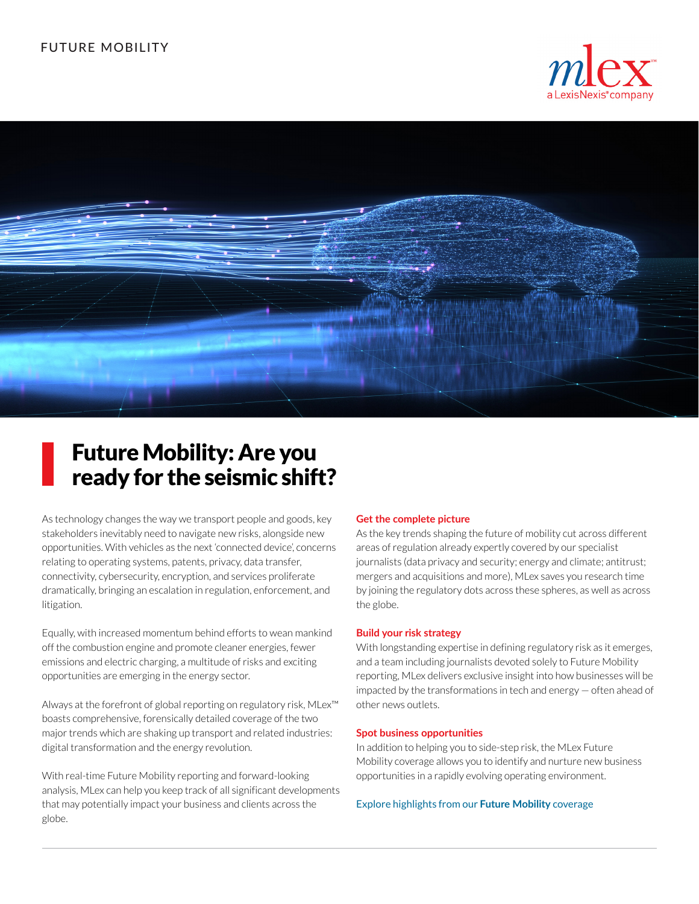FUTURE MOBILITY

mlex™ a LexisNexis® company

# Future Mobility: Are you ready for the seismic shift?

As technology changes the way we transport people and goods, key stakeholders inevitably need to navigate new risks, alongside new opportunities. With vehicles as the next 'connected device', concerns relating to operating systems, patents, privacy, data transfer, connectivity, cybersecurity, encryption, and services proliferate dramatically, bringing an escalation in regulation, enforcement, and litigation.

Equally, with increased momentum behind efforts to wean mankind off the combustion engine and promote cleaner energies, fewer emissions and electric charging, a multitude of risks and exciting opportunities are emerging in the energy sector.

Always at the forefront of global reporting on regulatory risk, MLex™ boasts comprehensive, forensically detailed coverage of the two major trends which are shaking up transport and related industries: digital transformation and the energy revolution.

With real-time Future Mobility reporting and forward-looking analysis, MLex can help you keep track of all significant developments that may potentially impact your business and clients across the globe.

### Get the complete picture

As the key trends shaping the future of mobility cut across different areas of regulation already expertly covered by our specialist journalists (data privacy and security; energy and climate; antitrust; mergers and acquisitions and more), MLex saves you research time by joining the regulatory dots across these spheres, as well as across the globe.

### Build your risk strategy

With longstanding expertise in defining regulatory risk as it emerges, and a team including journalists devoted solely to Future Mobility reporting, MLex delivers exclusive insight into how businesses will be impacted by the transformations in tech and energy — often ahead of other news outlets.

### Spot business opportunities

In addition to helping you to side-step risk, the MLex Future Mobility coverage allows you to identify and nurture new business opportunities in a rapidly evolving operating environment.

Explore highlights from our **Future Mobility** coverage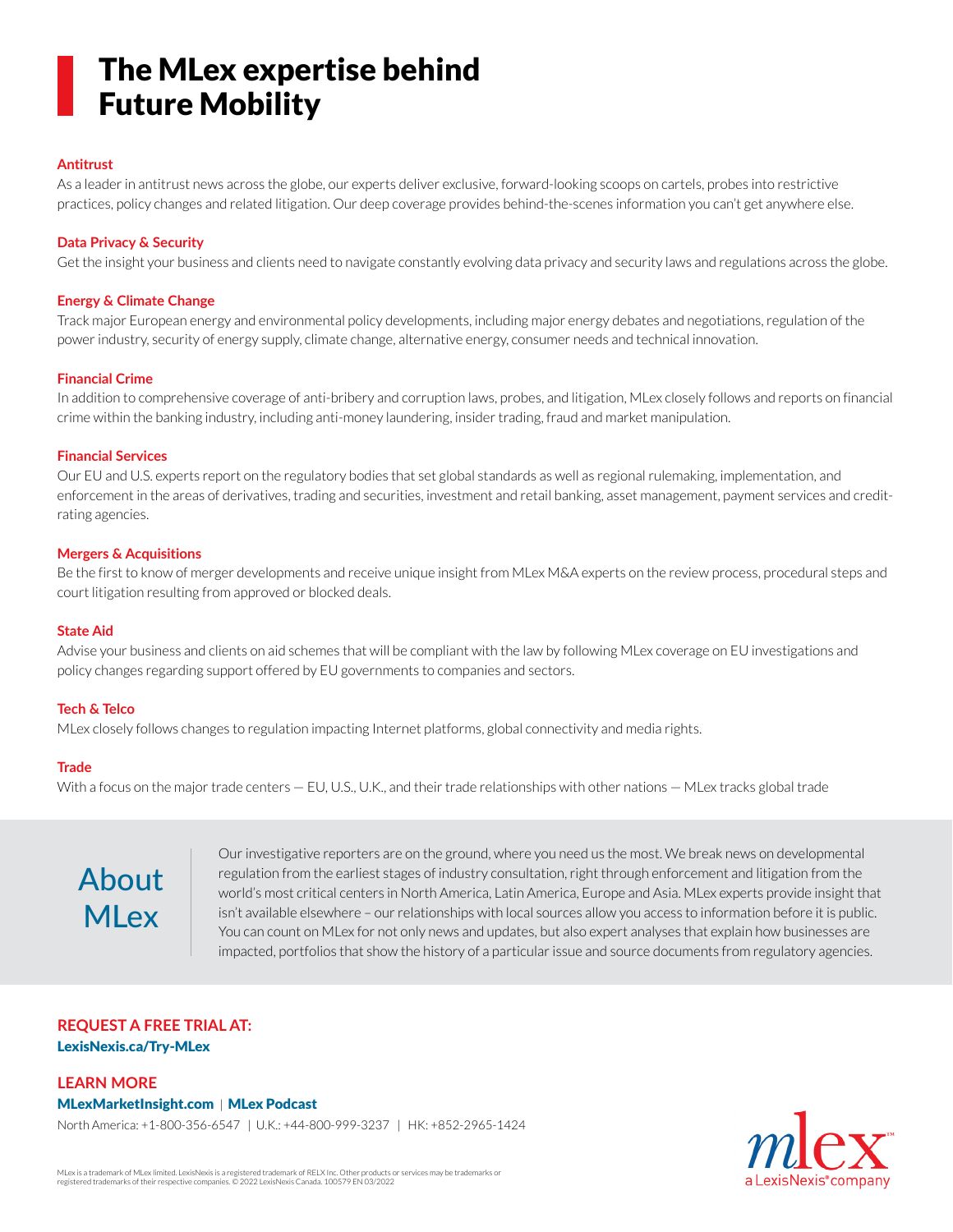# The MLex expertise behind Future Mobility

### Antitrust

As a leader in antitrust news across the globe, our experts deliver exclusive, forward-looking scoops on cartels, probes into restrictive practices, policy changes and related litigation. Our deep coverage provides behind-the-scenes information you can't get anywhere else.

### Data Privacy & Security

Get the insight your business and clients need to navigate constantly evolving data privacy and security laws and regulations across the globe.

### Energy & Climate Change

Track major European energy and environmental policy developments, including major energy debates and negotiations, regulation of the power industry, security of energy supply, climate change, alternative energy, consumer needs and technical innovation.

### Financial Crime

In addition to comprehensive coverage of anti-bribery and corruption laws, probes, and litigation, MLex closely follows and reports on financial crime within the banking industry, including anti-money laundering, insider trading, fraud and market manipulation.

### Financial Services

Our EU and U.S. experts report on the regulatory bodies that set global standards as well as regional rulemaking, implementation, and enforcement in the areas of derivatives, trading and securities, investment and retail banking, asset management, payment services and credit-rating agencies.

### Mergers & Acquisitions

Be the first to know of merger developments and receive unique insight from MLex M&A experts on the review process, procedural steps and court litigation resulting from approved or blocked deals.

### State Aid

Advise your business and clients on aid schemes that will be compliant with the law by following MLex coverage on EU investigations and policy changes regarding support offered by EU governments to companies and sectors.

### Tech & Telco

MLex closely follows changes to regulation impacting Internet platforms, global connectivity and media rights.

### Trade

With a focus on the major trade centers — EU, U.S., U.K., and their trade relationships with other nations — MLex tracks global trade

## About MLex

Our investigative reporters are on the ground, where you need us the most. We break news on developmental regulation from the earliest stages of industry consultation, right through enforcement and litigation from the world's most critical centers in North America, Latin America, Europe and Asia. MLex experts provide insight that isn't available elsewhere – our relationships with local sources allow you access to information before it is public. You can count on MLex for not only news and updates, but also expert analyses that explain how businesses are impacted, portfolios that show the history of a particular issue and source documents from regulatory agencies.

**REQUEST A FREE TRIAL AT:**
LexisNexis.ca/Try-MLex

**LEARN MORE**
MLexMarketInsight.com | MLex Podcast

North America: +1-800-356-6547 | U.K.: +44-800-999-3237 | HK: +852-2965-1424

mlex™
a LexisNexis® company

MLex is a trademark of MLex limited. LexisNexis is a registered trademark of RELX Inc. Other products or services may be trademarks or registered trademarks of their respective companies. © 2022 LexisNexis Canada. 100579 EN 03/2022